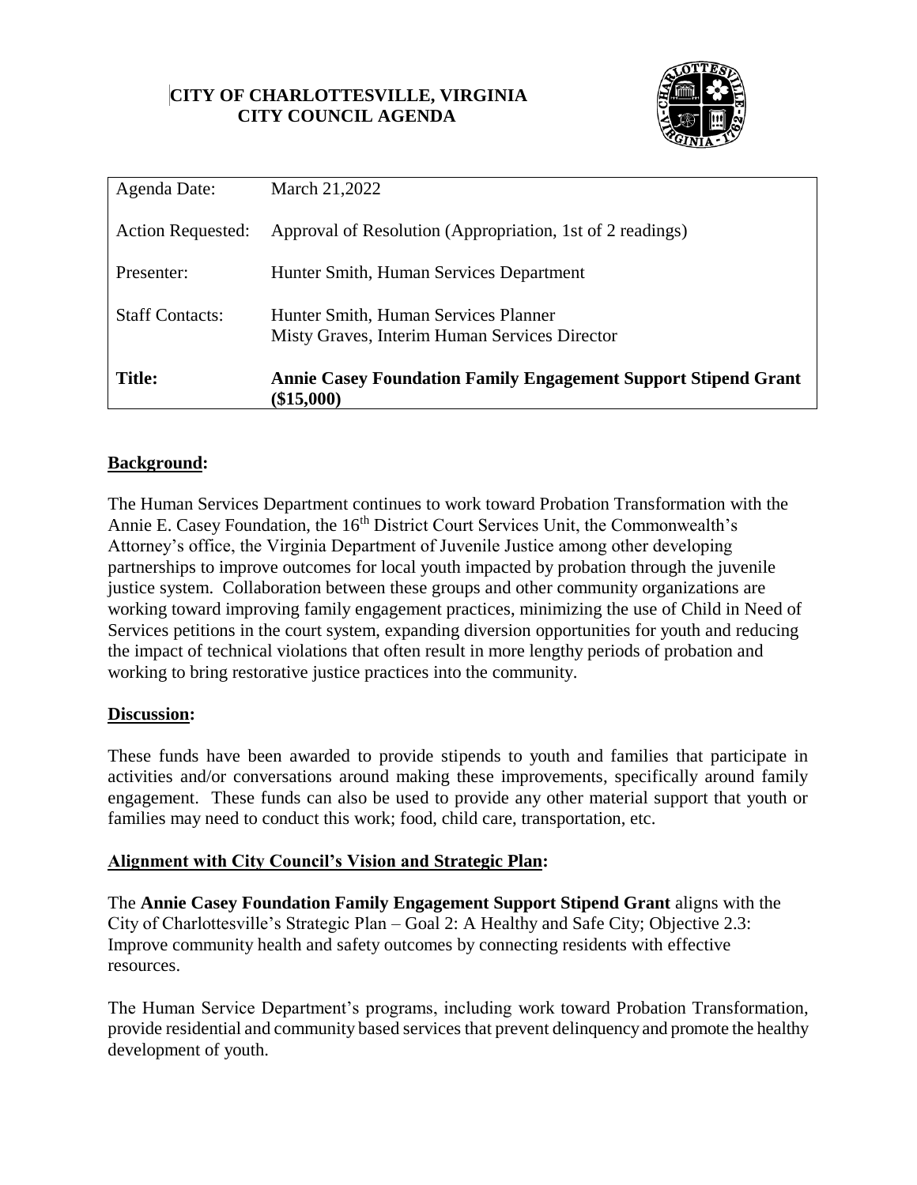# CITY OF CHARLOTTESVILLE, VIRGINIA
## CITY COUNCIL AGENDA

| | |
|---|---|
| Agenda Date: | March 21,2022 |
| Action Requested: | Approval of Resolution (Appropriation, 1st of 2 readings) |
| Presenter: | Hunter Smith, Human Services Department |
| Staff Contacts: | Hunter Smith, Human Services Planner<br>Misty Graves, Interim Human Services Director |
| **Title:** | **Annie Casey Foundation Family Engagement Support Stipend Grant ($15,000)** |

**Background:**

The Human Services Department continues to work toward Probation Transformation with the Annie E. Casey Foundation, the 16th District Court Services Unit, the Commonwealth's Attorney's office, the Virginia Department of Juvenile Justice among other developing partnerships to improve outcomes for local youth impacted by probation through the juvenile justice system. Collaboration between these groups and other community organizations are working toward improving family engagement practices, minimizing the use of Child in Need of Services petitions in the court system, expanding diversion opportunities for youth and reducing the impact of technical violations that often result in more lengthy periods of probation and working to bring restorative justice practices into the community.

**Discussion:**

These funds have been awarded to provide stipends to youth and families that participate in activities and/or conversations around making these improvements, specifically around family engagement. These funds can also be used to provide any other material support that youth or families may need to conduct this work; food, child care, transportation, etc.

**Alignment with City Council's Vision and Strategic Plan:**

The **Annie Casey Foundation Family Engagement Support Stipend Grant** aligns with the City of Charlottesville's Strategic Plan – Goal 2: A Healthy and Safe City; Objective 2.3: Improve community health and safety outcomes by connecting residents with effective resources.

The Human Service Department's programs, including work toward Probation Transformation, provide residential and community based services that prevent delinquency and promote the healthy development of youth.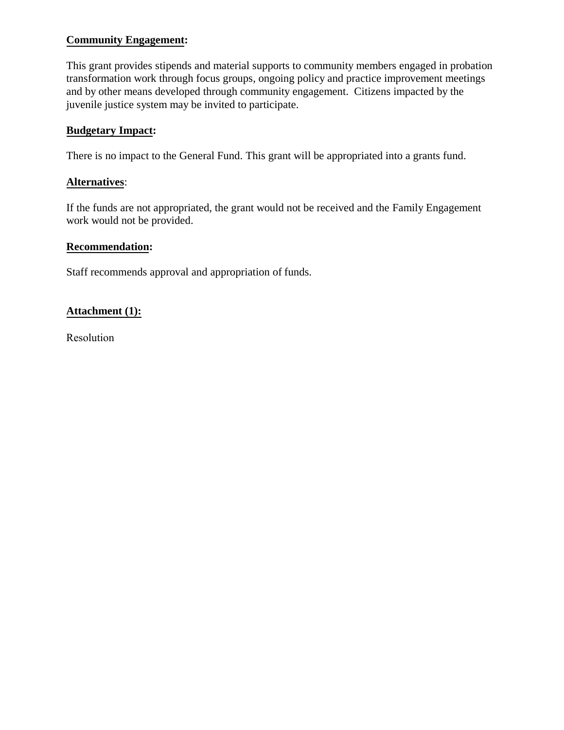**Community Engagement:**

This grant provides stipends and material supports to community members engaged in probation transformation work through focus groups, ongoing policy and practice improvement meetings and by other means developed through community engagement. Citizens impacted by the juvenile justice system may be invited to participate.

**Budgetary Impact:**

There is no impact to the General Fund. This grant will be appropriated into a grants fund.

**Alternatives**:

If the funds are not appropriated, the grant would not be received and the Family Engagement work would not be provided.

**Recommendation:**

Staff recommends approval and appropriation of funds.

**Attachment (1):**

Resolution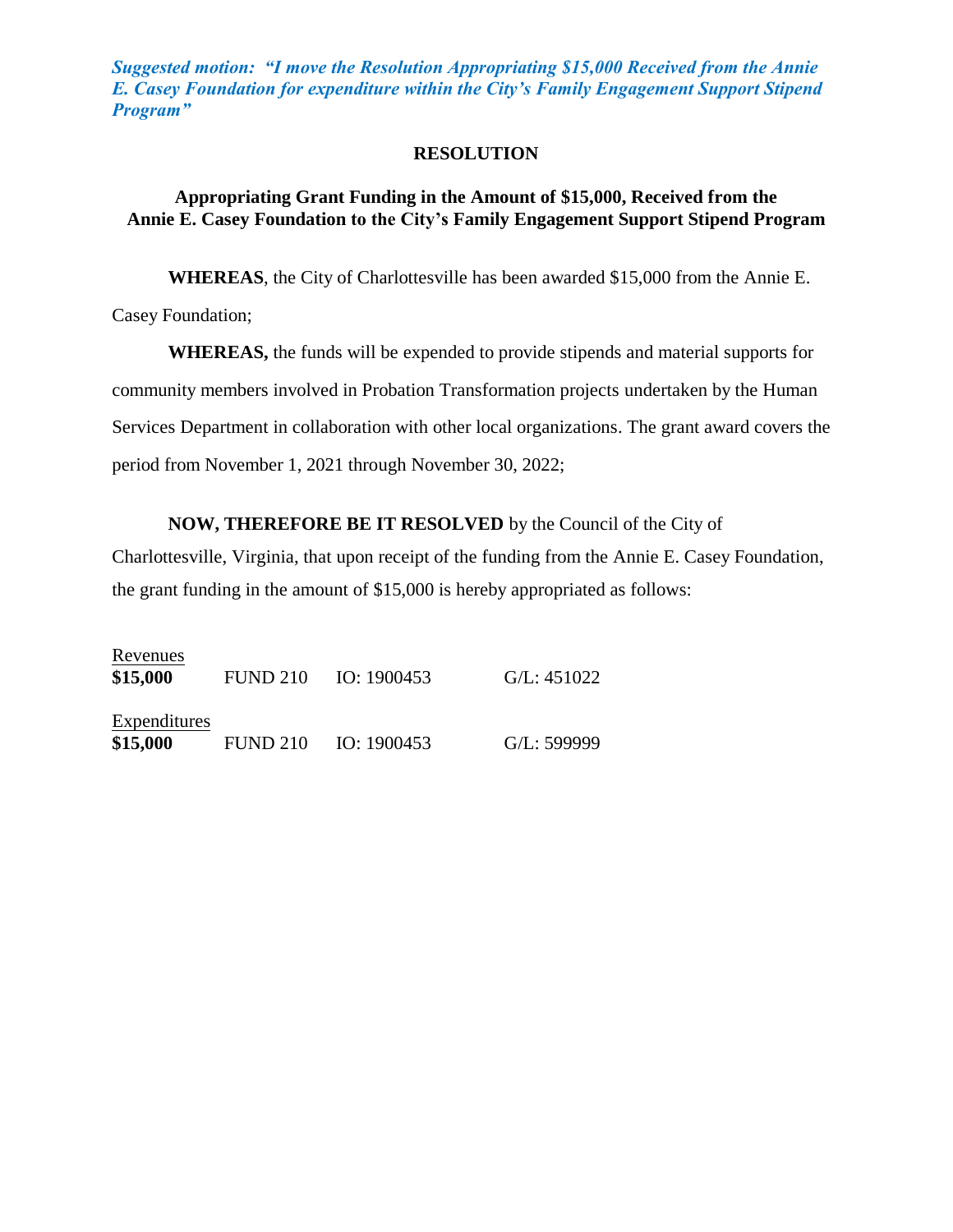***Suggested motion: "I move the Resolution Appropriating $15,000 Received from the Annie E. Casey Foundation for expenditure within the City's Family Engagement Support Stipend Program"***

**RESOLUTION**

**Appropriating Grant Funding in the Amount of $15,000, Received from the Annie E. Casey Foundation to the City's Family Engagement Support Stipend Program**

**WHEREAS**, the City of Charlottesville has been awarded $15,000 from the Annie E. Casey Foundation;

**WHEREAS,** the funds will be expended to provide stipends and material supports for community members involved in Probation Transformation projects undertaken by the Human Services Department in collaboration with other local organizations. The grant award covers the period from November 1, 2021 through November 30, 2022;

**NOW, THEREFORE BE IT RESOLVED** by the Council of the City of Charlottesville, Virginia, that upon receipt of the funding from the Annie E. Casey Foundation, the grant funding in the amount of $15,000 is hereby appropriated as follows:

<u>Revenues</u>

| | | | |
|---|---|---|---|
| **$15,000** | FUND 210 | IO: 1900453 | G/L: 451022 |

<u>Expenditures</u>

| | | | |
|---|---|---|---|
| **$15,000** | FUND 210 | IO: 1900453 | G/L: 599999 |